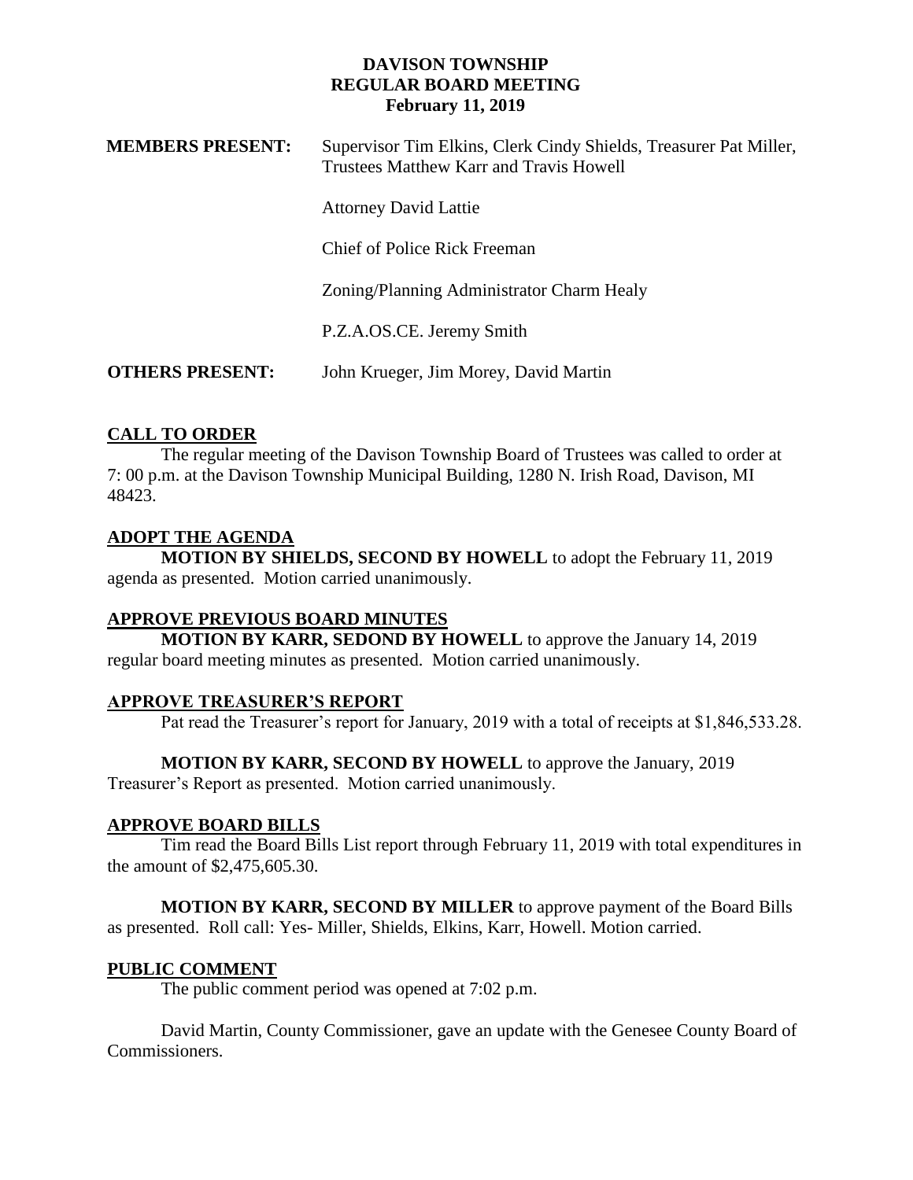# DAVISON TOWNSHIP
## REGULAR BOARD MEETING
### February 11, 2019

**MEMBERS PRESENT:** Supervisor Tim Elkins, Clerk Cindy Shields, Treasurer Pat Miller, Trustees Matthew Karr and Travis Howell

Attorney David Lattie

Chief of Police Rick Freeman

Zoning/Planning Administrator Charm Healy

P.Z.A.OS.CE. Jeremy Smith

**OTHERS PRESENT:** John Krueger, Jim Morey, David Martin

## CALL TO ORDER

The regular meeting of the Davison Township Board of Trustees was called to order at 7: 00 p.m. at the Davison Township Municipal Building, 1280 N. Irish Road, Davison, MI 48423.

## ADOPT THE AGENDA

**MOTION BY SHIELDS, SECOND BY HOWELL** to adopt the February 11, 2019 agenda as presented. Motion carried unanimously.

## APPROVE PREVIOUS BOARD MINUTES

**MOTION BY KARR, SEDOND BY HOWELL** to approve the January 14, 2019 regular board meeting minutes as presented. Motion carried unanimously.

## APPROVE TREASURER'S REPORT

Pat read the Treasurer's report for January, 2019 with a total of receipts at $1,846,533.28.

**MOTION BY KARR, SECOND BY HOWELL** to approve the January, 2019 Treasurer's Report as presented. Motion carried unanimously.

## APPROVE BOARD BILLS

Tim read the Board Bills List report through February 11, 2019 with total expenditures in the amount of $2,475,605.30.

**MOTION BY KARR, SECOND BY MILLER** to approve payment of the Board Bills as presented. Roll call: Yes- Miller, Shields, Elkins, Karr, Howell. Motion carried.

## PUBLIC COMMENT

The public comment period was opened at 7:02 p.m.

David Martin, County Commissioner, gave an update with the Genesee County Board of Commissioners.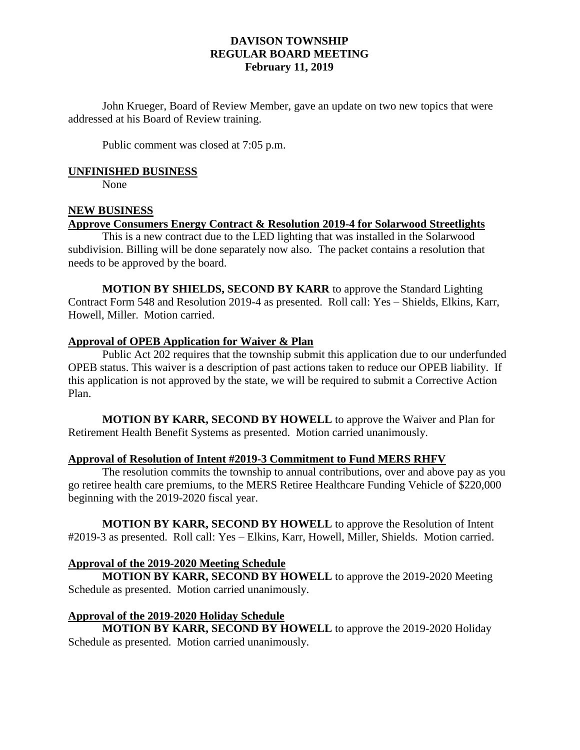# DAVISON TOWNSHIP
## REGULAR BOARD MEETING
### February 11, 2019

John Krueger, Board of Review Member, gave an update on two new topics that were addressed at his Board of Review training.

Public comment was closed at 7:05 p.m.

**UNFINISHED BUSINESS**

None

**NEW BUSINESS**

**Approve Consumers Energy Contract & Resolution 2019-4 for Solarwood Streetlights**

This is a new contract due to the LED lighting that was installed in the Solarwood subdivision. Billing will be done separately now also. The packet contains a resolution that needs to be approved by the board.

**MOTION BY SHIELDS, SECOND BY KARR** to approve the Standard Lighting Contract Form 548 and Resolution 2019-4 as presented. Roll call: Yes – Shields, Elkins, Karr, Howell, Miller. Motion carried.

**Approval of OPEB Application for Waiver & Plan**

Public Act 202 requires that the township submit this application due to our underfunded OPEB status. This waiver is a description of past actions taken to reduce our OPEB liability. If this application is not approved by the state, we will be required to submit a Corrective Action Plan.

**MOTION BY KARR, SECOND BY HOWELL** to approve the Waiver and Plan for Retirement Health Benefit Systems as presented. Motion carried unanimously.

**Approval of Resolution of Intent #2019-3 Commitment to Fund MERS RHFV**

The resolution commits the township to annual contributions, over and above pay as you go retiree health care premiums, to the MERS Retiree Healthcare Funding Vehicle of $220,000 beginning with the 2019-2020 fiscal year.

**MOTION BY KARR, SECOND BY HOWELL** to approve the Resolution of Intent #2019-3 as presented. Roll call: Yes – Elkins, Karr, Howell, Miller, Shields. Motion carried.

**Approval of the 2019-2020 Meeting Schedule**

**MOTION BY KARR, SECOND BY HOWELL** to approve the 2019-2020 Meeting Schedule as presented. Motion carried unanimously.

**Approval of the 2019-2020 Holiday Schedule**

**MOTION BY KARR, SECOND BY HOWELL** to approve the 2019-2020 Holiday Schedule as presented. Motion carried unanimously.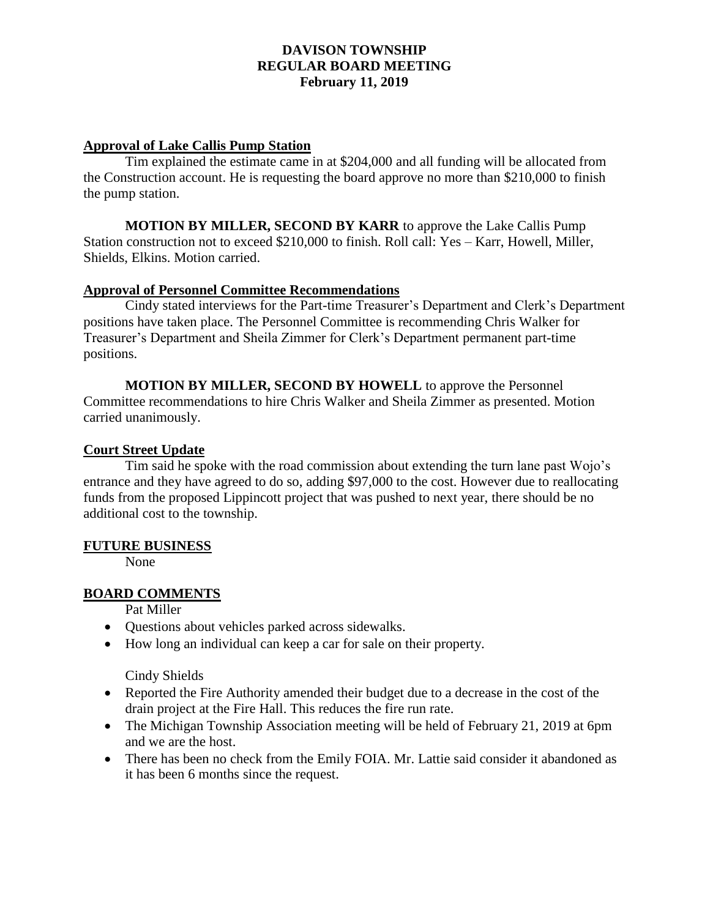# DAVISON TOWNSHIP
## REGULAR BOARD MEETING
### February 11, 2019

**Approval of Lake Callis Pump Station**

Tim explained the estimate came in at $204,000 and all funding will be allocated from the Construction account. He is requesting the board approve no more than $210,000 to finish the pump station.

**MOTION BY MILLER, SECOND BY KARR** to approve the Lake Callis Pump Station construction not to exceed $210,000 to finish. Roll call: Yes – Karr, Howell, Miller, Shields, Elkins. Motion carried.

**Approval of Personnel Committee Recommendations**

Cindy stated interviews for the Part-time Treasurer's Department and Clerk's Department positions have taken place. The Personnel Committee is recommending Chris Walker for Treasurer's Department and Sheila Zimmer for Clerk's Department permanent part-time positions.

**MOTION BY MILLER, SECOND BY HOWELL** to approve the Personnel Committee recommendations to hire Chris Walker and Sheila Zimmer as presented. Motion carried unanimously.

**Court Street Update**

Tim said he spoke with the road commission about extending the turn lane past Wojo's entrance and they have agreed to do so, adding $97,000 to the cost. However due to reallocating funds from the proposed Lippincott project that was pushed to next year, there should be no additional cost to the township.

**FUTURE BUSINESS**

None

**BOARD COMMENTS**

Pat Miller

- Questions about vehicles parked across sidewalks.
- How long an individual can keep a car for sale on their property.

Cindy Shields

- Reported the Fire Authority amended their budget due to a decrease in the cost of the drain project at the Fire Hall. This reduces the fire run rate.
- The Michigan Township Association meeting will be held of February 21, 2019 at 6pm and we are the host.
- There has been no check from the Emily FOIA. Mr. Lattie said consider it abandoned as it has been 6 months since the request.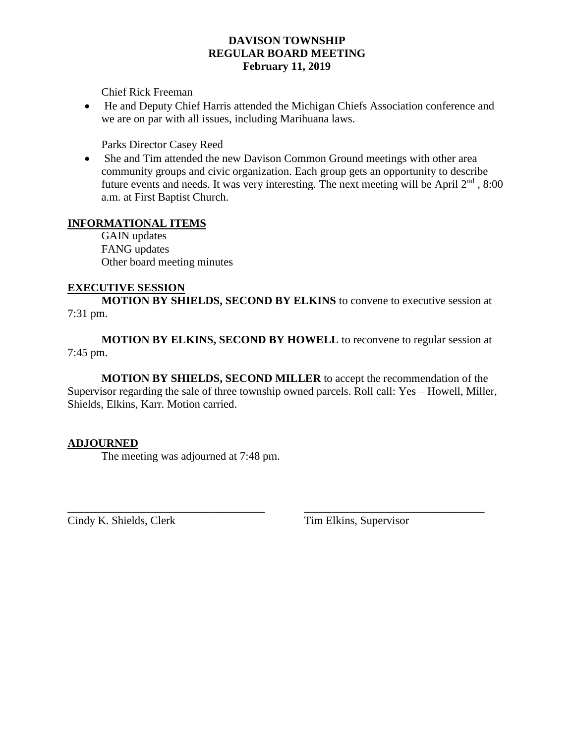Chief Rick Freeman

- He and Deputy Chief Harris attended the Michigan Chiefs Association conference and we are on par with all issues, including Marihuana laws.

Parks Director Casey Reed

- She and Tim attended the new Davison Common Ground meetings with other area community groups and civic organization. Each group gets an opportunity to describe future events and needs. It was very interesting. The next meeting will be April 2nd , 8:00 a.m. at First Baptist Church.

## INFORMATIONAL ITEMS

GAIN updates
FANG updates
Other board meeting minutes

## EXECUTIVE SESSION

**MOTION BY SHIELDS, SECOND BY ELKINS** to convene to executive session at 7:31 pm.

**MOTION BY ELKINS, SECOND BY HOWELL** to reconvene to regular session at 7:45 pm.

**MOTION BY SHIELDS, SECOND MILLER** to accept the recommendation of the Supervisor regarding the sale of three township owned parcels. Roll call: Yes – Howell, Miller, Shields, Elkins, Karr. Motion carried.

## ADJOURNED

The meeting was adjourned at 7:48 pm.

\_\_\_\_\_\_\_\_\_\_\_\_\_\_\_\_\_\_\_\_\_\_\_\_\_\_\_\_\_\_\_\_\_\_\_\_
Cindy K. Shields, Clerk

\_\_\_\_\_\_\_\_\_\_\_\_\_\_\_\_\_\_\_\_\_\_\_\_\_\_\_\_\_\_\_\_\_\_\_\_
Tim Elkins, Supervisor